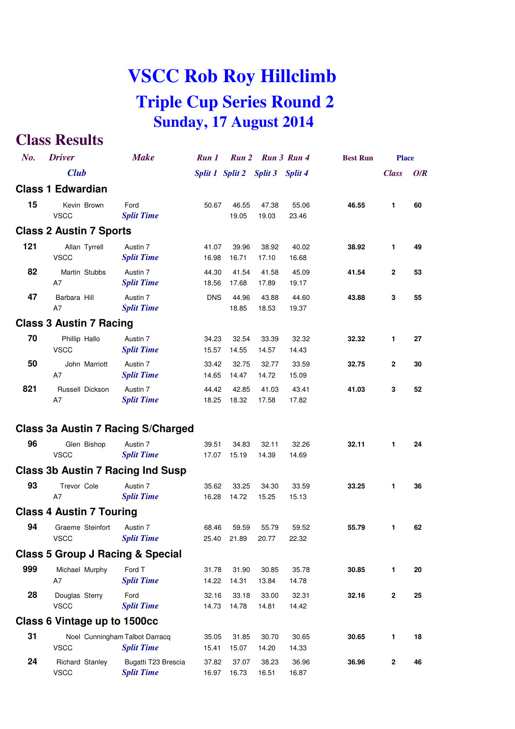# VSCC Rob Roy Hillclimb

## Triple Cup Series Round 2

## Sunday, 17 August 2014

## Class Results

| No. | Driver / Club | Make | Run 1 / Split 1 | Run 2 / Split 2 | Run 3 / Split 3 | Run 4 / Split 4 | Best Run | Place Class | Place O/R |
|---|---|---|---|---|---|---|---|---|---|
| **Class 1 Edwardian** | | | | | | | | | |
| **15** | Kevin Brown | Ford | 50.67 | 46.55 | 47.38 | 55.06 | **46.55** | **1** | **60** |
| | VSCC | *Split Time* | | 19.05 | 19.03 | 23.46 | | | |
| **Class 2 Austin 7 Sports** | | | | | | | | | |
| **121** | Allan Tyrrell | Austin 7 | 41.07 | 39.96 | 38.92 | 40.02 | **38.92** | **1** | **49** |
| | VSCC | *Split Time* | 16.98 | 16.71 | 17.10 | 16.68 | | | |
| **82** | Martin Stubbs | Austin 7 | 44.30 | 41.54 | 41.58 | 45.09 | **41.54** | **2** | **53** |
| | A7 | *Split Time* | 18.56 | 17.68 | 17.89 | 19.17 | | | |
| **47** | Barbara Hill | Austin 7 | DNS | 44.96 | 43.88 | 44.60 | **43.88** | **3** | **55** |
| | A7 | *Split Time* | | 18.85 | 18.53 | 19.37 | | | |
| **Class 3 Austin 7 Racing** | | | | | | | | | |
| **70** | Phillip Hallo | Austin 7 | 34.23 | 32.54 | 33.39 | 32.32 | **32.32** | **1** | **27** |
| | VSCC | *Split Time* | 15.57 | 14.55 | 14.57 | 14.43 | | | |
| **50** | John Marriott | Austin 7 | 33.42 | 32.75 | 32.77 | 33.59 | **32.75** | **2** | **30** |
| | A7 | *Split Time* | 14.65 | 14.47 | 14.72 | 15.09 | | | |
| **821** | Russell Dickson | Austin 7 | 44.42 | 42.85 | 41.03 | 43.41 | **41.03** | **3** | **52** |
| | A7 | *Split Time* | 18.25 | 18.32 | 17.58 | 17.82 | | | |
| **Class 3a Austin 7 Racing S/Charged** | | | | | | | | | |
| **96** | Glen Bishop | Austin 7 | 39.51 | 34.83 | 32.11 | 32.26 | **32.11** | **1** | **24** |
| | VSCC | *Split Time* | 17.07 | 15.19 | 14.39 | 14.69 | | | |
| **Class 3b Austin 7 Racing Ind Susp** | | | | | | | | | |
| **93** | Trevor Cole | Austin 7 | 35.62 | 33.25 | 34.30 | 33.59 | **33.25** | **1** | **36** |
| | A7 | *Split Time* | 16.28 | 14.72 | 15.25 | 15.13 | | | |
| **Class 4 Austin 7 Touring** | | | | | | | | | |
| **94** | Graeme Steinfort | Austin 7 | 68.46 | 59.59 | 55.79 | 59.52 | **55.79** | **1** | **62** |
| | VSCC | *Split Time* | 25.40 | 21.89 | 20.77 | 22.32 | | | |
| **Class 5 Group J Racing & Special** | | | | | | | | | |
| **999** | Michael Murphy | Ford T | 31.78 | 31.90 | 30.85 | 35.78 | **30.85** | **1** | **20** |
| | A7 | *Split Time* | 14.22 | 14.31 | 13.84 | 14.78 | | | |
| **28** | Douglas Sterry | Ford | 32.16 | 33.18 | 33.00 | 32.31 | **32.16** | **2** | **25** |
| | VSCC | *Split Time* | 14.73 | 14.78 | 14.81 | 14.42 | | | |
| **Class 6 Vintage up to 1500cc** | | | | | | | | | |
| **31** | Noel Cunningham | Talbot Darracq | 35.05 | 31.85 | 30.70 | 30.65 | **30.65** | **1** | **18** |
| | VSCC | *Split Time* | 15.41 | 15.07 | 14.20 | 14.33 | | | |
| **24** | Richard Stanley | Bugatti T23 Brescia | 37.82 | 37.07 | 38.23 | 36.96 | **36.96** | **2** | **46** |
| | VSCC | *Split Time* | 16.97 | 16.73 | 16.51 | 16.87 | | | |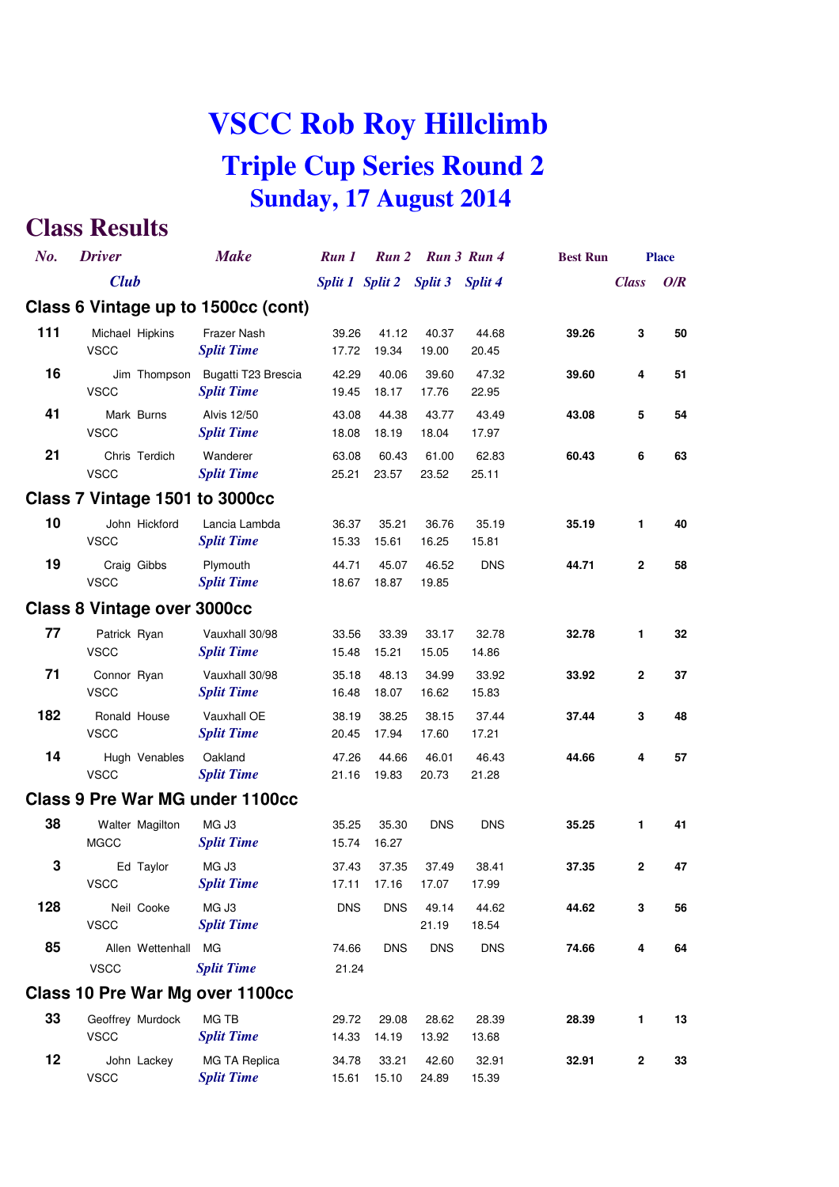# VSCC Rob Roy Hillclimb

## Triple Cup Series Round 2

## Sunday, 17 August 2014

## Class Results

| No. | Driver / Club | Make | Run 1 / Split 1 | Run 2 / Split 2 | Run 3 / Split 3 | Run 4 / Split 4 | Best Run | Place Class | Place O/R |
|---|---|---|---|---|---|---|---|---|---|
| **Class 6 Vintage up to 1500cc (cont)** | | | | | | | | | |
| 111 | Michael Hipkins | Frazer Nash | 39.26 | 41.12 | 40.37 | 44.68 | 39.26 | 3 | 50 |
| | VSCC | *Split Time* | 17.72 | 19.34 | 19.00 | 20.45 | | | |
| 16 | Jim Thompson | Bugatti T23 Brescia | 42.29 | 40.06 | 39.60 | 47.32 | 39.60 | 4 | 51 |
| | VSCC | *Split Time* | 19.45 | 18.17 | 17.76 | 22.95 | | | |
| 41 | Mark Burns | Alvis 12/50 | 43.08 | 44.38 | 43.77 | 43.49 | 43.08 | 5 | 54 |
| | VSCC | *Split Time* | 18.08 | 18.19 | 18.04 | 17.97 | | | |
| 21 | Chris Terdich | Wanderer | 63.08 | 60.43 | 61.00 | 62.83 | 60.43 | 6 | 63 |
| | VSCC | *Split Time* | 25.21 | 23.57 | 23.52 | 25.11 | | | |
| **Class 7 Vintage 1501 to 3000cc** | | | | | | | | | |
| 10 | John Hickford | Lancia Lambda | 36.37 | 35.21 | 36.76 | 35.19 | 35.19 | 1 | 40 |
| | VSCC | *Split Time* | 15.33 | 15.61 | 16.25 | 15.81 | | | |
| 19 | Craig Gibbs | Plymouth | 44.71 | 45.07 | 46.52 | DNS | 44.71 | 2 | 58 |
| | VSCC | *Split Time* | 18.67 | 18.87 | 19.85 | | | | |
| **Class 8 Vintage over 3000cc** | | | | | | | | | |
| 77 | Patrick Ryan | Vauxhall 30/98 | 33.56 | 33.39 | 33.17 | 32.78 | 32.78 | 1 | 32 |
| | VSCC | *Split Time* | 15.48 | 15.21 | 15.05 | 14.86 | | | |
| 71 | Connor Ryan | Vauxhall 30/98 | 35.18 | 48.13 | 34.99 | 33.92 | 33.92 | 2 | 37 |
| | VSCC | *Split Time* | 16.48 | 18.07 | 16.62 | 15.83 | | | |
| 182 | Ronald House | Vauxhall OE | 38.19 | 38.25 | 38.15 | 37.44 | 37.44 | 3 | 48 |
| | VSCC | *Split Time* | 20.45 | 17.94 | 17.60 | 17.21 | | | |
| 14 | Hugh Venables | Oakland | 47.26 | 44.66 | 46.01 | 46.43 | 44.66 | 4 | 57 |
| | VSCC | *Split Time* | 21.16 | 19.83 | 20.73 | 21.28 | | | |
| **Class 9 Pre War MG under 1100cc** | | | | | | | | | |
| 38 | Walter Magilton | MG J3 | 35.25 | 35.30 | DNS | DNS | 35.25 | 1 | 41 |
| | MGCC | *Split Time* | 15.74 | 16.27 | | | | | |
| 3 | Ed Taylor | MG J3 | 37.43 | 37.35 | 37.49 | 38.41 | 37.35 | 2 | 47 |
| | VSCC | *Split Time* | 17.11 | 17.16 | 17.07 | 17.99 | | | |
| 128 | Neil Cooke | MG J3 | DNS | DNS | 49.14 | 44.62 | 44.62 | 3 | 56 |
| | VSCC | *Split Time* | | | 21.19 | 18.54 | | | |
| 85 | Allen Wettenhall | MG | 74.66 | DNS | DNS | DNS | 74.66 | 4 | 64 |
| | VSCC | *Split Time* | 21.24 | | | | | | |
| **Class 10 Pre War Mg over 1100cc** | | | | | | | | | |
| 33 | Geoffrey Murdock | MG TB | 29.72 | 29.08 | 28.62 | 28.39 | 28.39 | 1 | 13 |
| | VSCC | *Split Time* | 14.33 | 14.19 | 13.92 | 13.68 | | | |
| 12 | John Lackey | MG TA Replica | 34.78 | 33.21 | 42.60 | 32.91 | 32.91 | 2 | 33 |
| | VSCC | *Split Time* | 15.61 | 15.10 | 24.89 | 15.39 | | | |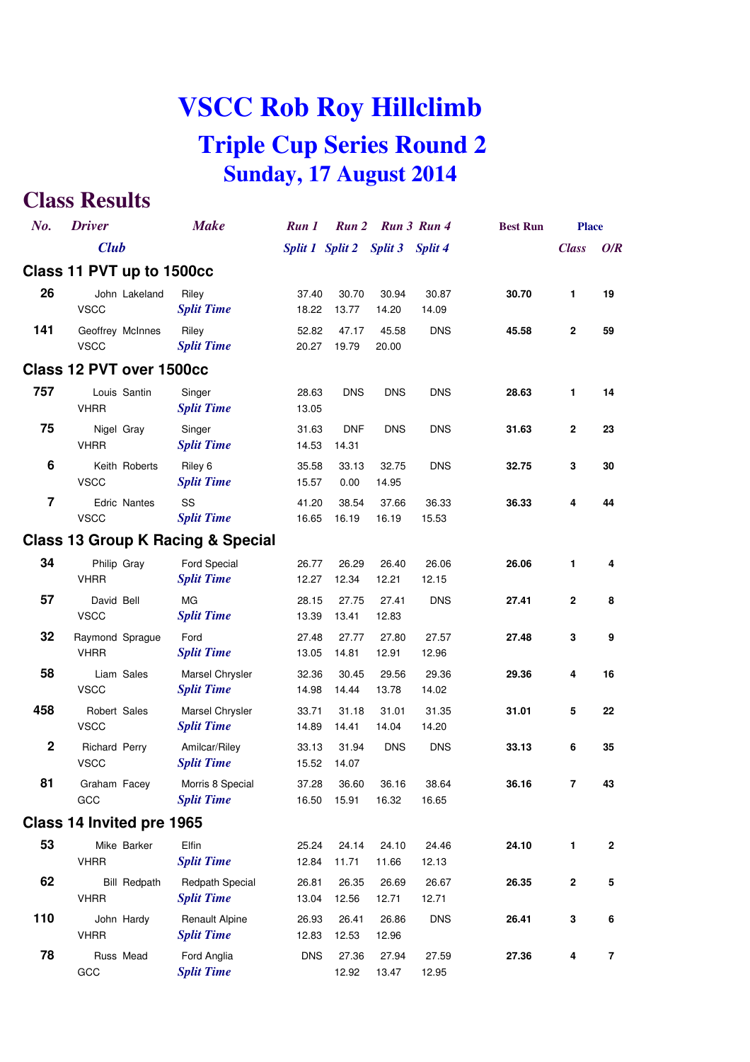# VSCC Rob Roy Hillclimb

## Triple Cup Series Round 2

### Sunday, 17 August 2014

## Class Results

| *No.* | *Driver* / *Club* | *Make* | *Run 1* / *Split 1* | *Run 2* / *Split 2* | *Run 3* / *Split 3* | *Run 4* / *Split 4* | **Best Run** | **Place** *Class* | *O/R* |
|---|---|---|---|---|---|---|---|---|---|
| **Class 11 PVT up to 1500cc** | | | | | | | | | |
| **26** | John Lakeland | Riley | 37.40 | 30.70 | 30.94 | 30.87 | **30.70** | **1** | **19** |
| | VSCC | *Split Time* | 18.22 | 13.77 | 14.20 | 14.09 | | | |
| **141** | Geoffrey McInnes | Riley | 52.82 | 47.17 | 45.58 | DNS | **45.58** | **2** | **59** |
| | VSCC | *Split Time* | 20.27 | 19.79 | 20.00 | | | | |
| **Class 12 PVT over 1500cc** | | | | | | | | | |
| **757** | Louis Santin | Singer | 28.63 | DNS | DNS | DNS | **28.63** | **1** | **14** |
| | VHRR | *Split Time* | 13.05 | | | | | | |
| **75** | Nigel Gray | Singer | 31.63 | DNF | DNS | DNS | **31.63** | **2** | **23** |
| | VHRR | *Split Time* | 14.53 | 14.31 | | | | | |
| **6** | Keith Roberts | Riley 6 | 35.58 | 33.13 | 32.75 | DNS | **32.75** | **3** | **30** |
| | VSCC | *Split Time* | 15.57 | 0.00 | 14.95 | | | | |
| **7** | Edric Nantes | SS | 41.20 | 38.54 | 37.66 | 36.33 | **36.33** | **4** | **44** |
| | VSCC | *Split Time* | 16.65 | 16.19 | 16.19 | 15.53 | | | |
| **Class 13 Group K Racing & Special** | | | | | | | | | |
| **34** | Philip Gray | Ford Special | 26.77 | 26.29 | 26.40 | 26.06 | **26.06** | **1** | **4** |
| | VHRR | *Split Time* | 12.27 | 12.34 | 12.21 | 12.15 | | | |
| **57** | David Bell | MG | 28.15 | 27.75 | 27.41 | DNS | **27.41** | **2** | **8** |
| | VSCC | *Split Time* | 13.39 | 13.41 | 12.83 | | | | |
| **32** | Raymond Sprague | Ford | 27.48 | 27.77 | 27.80 | 27.57 | **27.48** | **3** | **9** |
| | VHRR | *Split Time* | 13.05 | 14.81 | 12.91 | 12.96 | | | |
| **58** | Liam Sales | Marsel Chrysler | 32.36 | 30.45 | 29.56 | 29.36 | **29.36** | **4** | **16** |
| | VSCC | *Split Time* | 14.98 | 14.44 | 13.78 | 14.02 | | | |
| **458** | Robert Sales | Marsel Chrysler | 33.71 | 31.18 | 31.01 | 31.35 | **31.01** | **5** | **22** |
| | VSCC | *Split Time* | 14.89 | 14.41 | 14.04 | 14.20 | | | |
| **2** | Richard Perry | Amilcar/Riley | 33.13 | 31.94 | DNS | DNS | **33.13** | **6** | **35** |
| | VSCC | *Split Time* | 15.52 | 14.07 | | | | | |
| **81** | Graham Facey | Morris 8 Special | 37.28 | 36.60 | 36.16 | 38.64 | **36.16** | **7** | **43** |
| | GCC | *Split Time* | 16.50 | 15.91 | 16.32 | 16.65 | | | |
| **Class 14 Invited pre 1965** | | | | | | | | | |
| **53** | Mike Barker | Elfin | 25.24 | 24.14 | 24.10 | 24.46 | **24.10** | **1** | **2** |
| | VHRR | *Split Time* | 12.84 | 11.71 | 11.66 | 12.13 | | | |
| **62** | Bill Redpath | Redpath Special | 26.81 | 26.35 | 26.69 | 26.67 | **26.35** | **2** | **5** |
| | VHRR | *Split Time* | 13.04 | 12.56 | 12.71 | 12.71 | | | |
| **110** | John Hardy | Renault Alpine | 26.93 | 26.41 | 26.86 | DNS | **26.41** | **3** | **6** |
| | VHRR | *Split Time* | 12.83 | 12.53 | 12.96 | | | | |
| **78** | Russ Mead | Ford Anglia | DNS | 27.36 | 27.94 | 27.59 | **27.36** | **4** | **7** |
| | GCC | *Split Time* | | 12.92 | 13.47 | 12.95 | | | |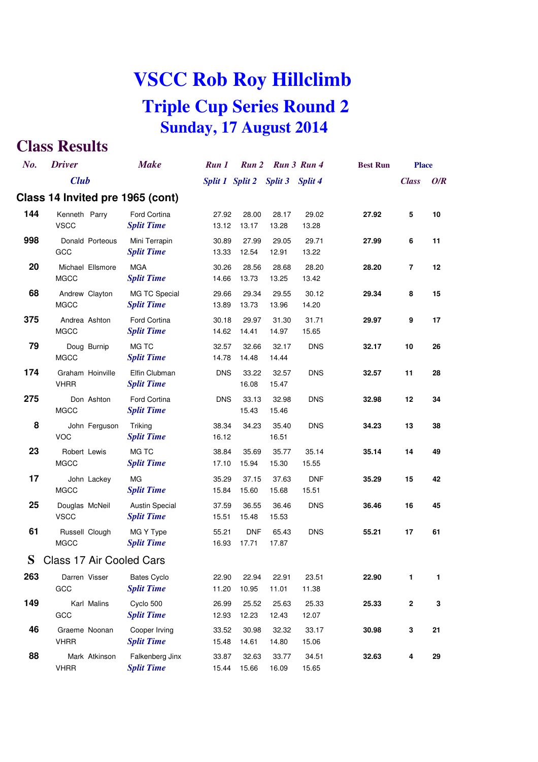# VSCC Rob Roy Hillclimb

## Triple Cup Series Round 2

## Sunday, 17 August 2014

## Class Results

| No. | Driver / Club | Make | Run 1 / Split 1 | Run 2 / Split 2 | Run 3 / Split 3 | Run 4 / Split 4 | Best Run | Place Class | Place O/R |
|---|---|---|---|---|---|---|---|---|---|
| **Class 14 Invited pre 1965 (cont)** | | | | | | | | | |
| **144** | Kenneth Parry | Ford Cortina | 27.92 | 28.00 | 28.17 | 29.02 | **27.92** | **5** | **10** |
| | VSCC | *Split Time* | 13.12 | 13.17 | 13.28 | 13.28 | | | |
| **998** | Donald Porteous | Mini Terrapin | 30.89 | 27.99 | 29.05 | 29.71 | **27.99** | **6** | **11** |
| | GCC | *Split Time* | 13.33 | 12.54 | 12.91 | 13.22 | | | |
| **20** | Michael Ellsmore | MGA | 30.26 | 28.56 | 28.68 | 28.20 | **28.20** | **7** | **12** |
| | MGCC | *Split Time* | 14.66 | 13.73 | 13.25 | 13.42 | | | |
| **68** | Andrew Clayton | MG TC Special | 29.66 | 29.34 | 29.55 | 30.12 | **29.34** | **8** | **15** |
| | MGCC | *Split Time* | 13.89 | 13.73 | 13.96 | 14.20 | | | |
| **375** | Andrea Ashton | Ford Cortina | 30.18 | 29.97 | 31.30 | 31.71 | **29.97** | **9** | **17** |
| | MGCC | *Split Time* | 14.62 | 14.41 | 14.97 | 15.65 | | | |
| **79** | Doug Burnip | MG TC | 32.57 | 32.66 | 32.17 | DNS | **32.17** | **10** | **26** |
| | MGCC | *Split Time* | 14.78 | 14.48 | 14.44 | | | | |
| **174** | Graham Hoinville | Elfin Clubman | DNS | 33.22 | 32.57 | DNS | **32.57** | **11** | **28** |
| | VHRR | *Split Time* | | 16.08 | 15.47 | | | | |
| **275** | Don Ashton | Ford Cortina | DNS | 33.13 | 32.98 | DNS | **32.98** | **12** | **34** |
| | MGCC | *Split Time* | | 15.43 | 15.46 | | | | |
| **8** | John Ferguson | Triking | 38.34 | 34.23 | 35.40 | DNS | **34.23** | **13** | **38** |
| | VOC | *Split Time* | 16.12 | | 16.51 | | | | |
| **23** | Robert Lewis | MG TC | 38.84 | 35.69 | 35.77 | 35.14 | **35.14** | **14** | **49** |
| | MGCC | *Split Time* | 17.10 | 15.94 | 15.30 | 15.55 | | | |
| **17** | John Lackey | MG | 35.29 | 37.15 | 37.63 | DNF | **35.29** | **15** | **42** |
| | MGCC | *Split Time* | 15.84 | 15.60 | 15.68 | 15.51 | | | |
| **25** | Douglas McNeil | Austin Special | 37.59 | 36.55 | 36.46 | DNS | **36.46** | **16** | **45** |
| | VSCC | *Split Time* | 15.51 | 15.48 | 15.53 | | | | |
| **61** | Russell Clough | MG Y Type | 55.21 | DNF | 65.43 | DNS | **55.21** | **17** | **61** |
| | MGCC | *Split Time* | 16.93 | 17.71 | 17.87 | | | | |
| **S Class 17 Air Cooled Cars** | | | | | | | | | |
| **263** | Darren Visser | Bates Cyclo | 22.90 | 22.94 | 22.91 | 23.51 | **22.90** | **1** | **1** |
| | GCC | *Split Time* | 11.20 | 10.95 | 11.01 | 11.38 | | | |
| **149** | Karl Malins | Cyclo 500 | 26.99 | 25.52 | 25.63 | 25.33 | **25.33** | **2** | **3** |
| | GCC | *Split Time* | 12.93 | 12.23 | 12.43 | 12.07 | | | |
| **46** | Graeme Noonan | Cooper Irving | 33.52 | 30.98 | 32.32 | 33.17 | **30.98** | **3** | **21** |
| | VHRR | *Split Time* | 15.48 | 14.61 | 14.80 | 15.06 | | | |
| **88** | Mark Atkinson | Falkenberg Jinx | 33.87 | 32.63 | 33.77 | 34.51 | **32.63** | **4** | **29** |
| | VHRR | *Split Time* | 15.44 | 15.66 | 16.09 | 15.65 | | | |